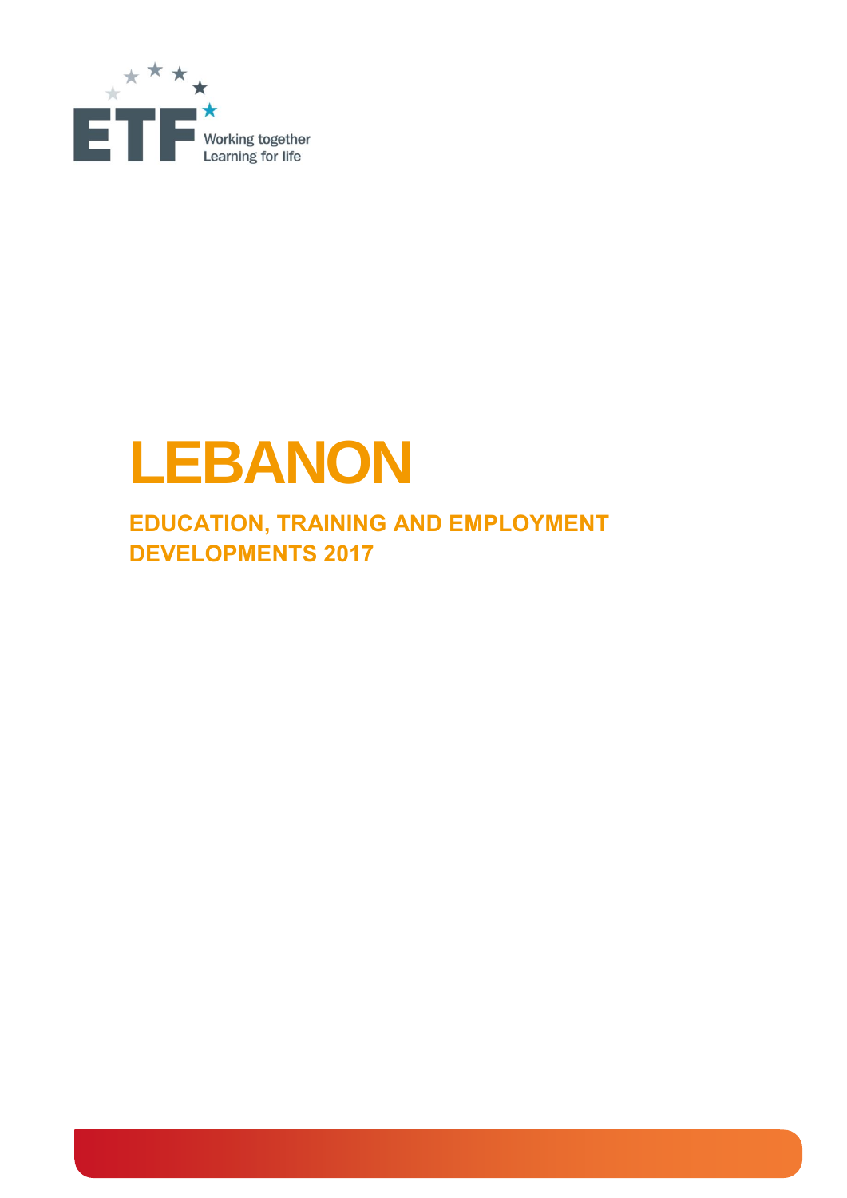ETF

Working together
Learning for life

# LEBANON

## EDUCATION, TRAINING AND EMPLOYMENT DEVELOPMENTS 2017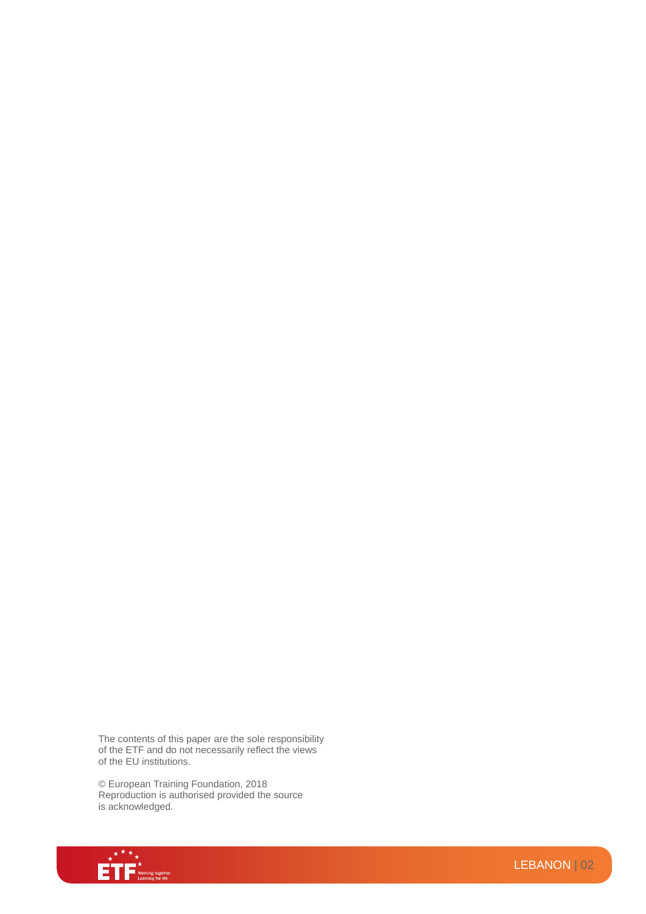The contents of this paper are the sole responsibility of the ETF and do not necessarily reflect the views of the EU institutions.

© European Training Foundation, 2018
Reproduction is authorised provided the source is acknowledged.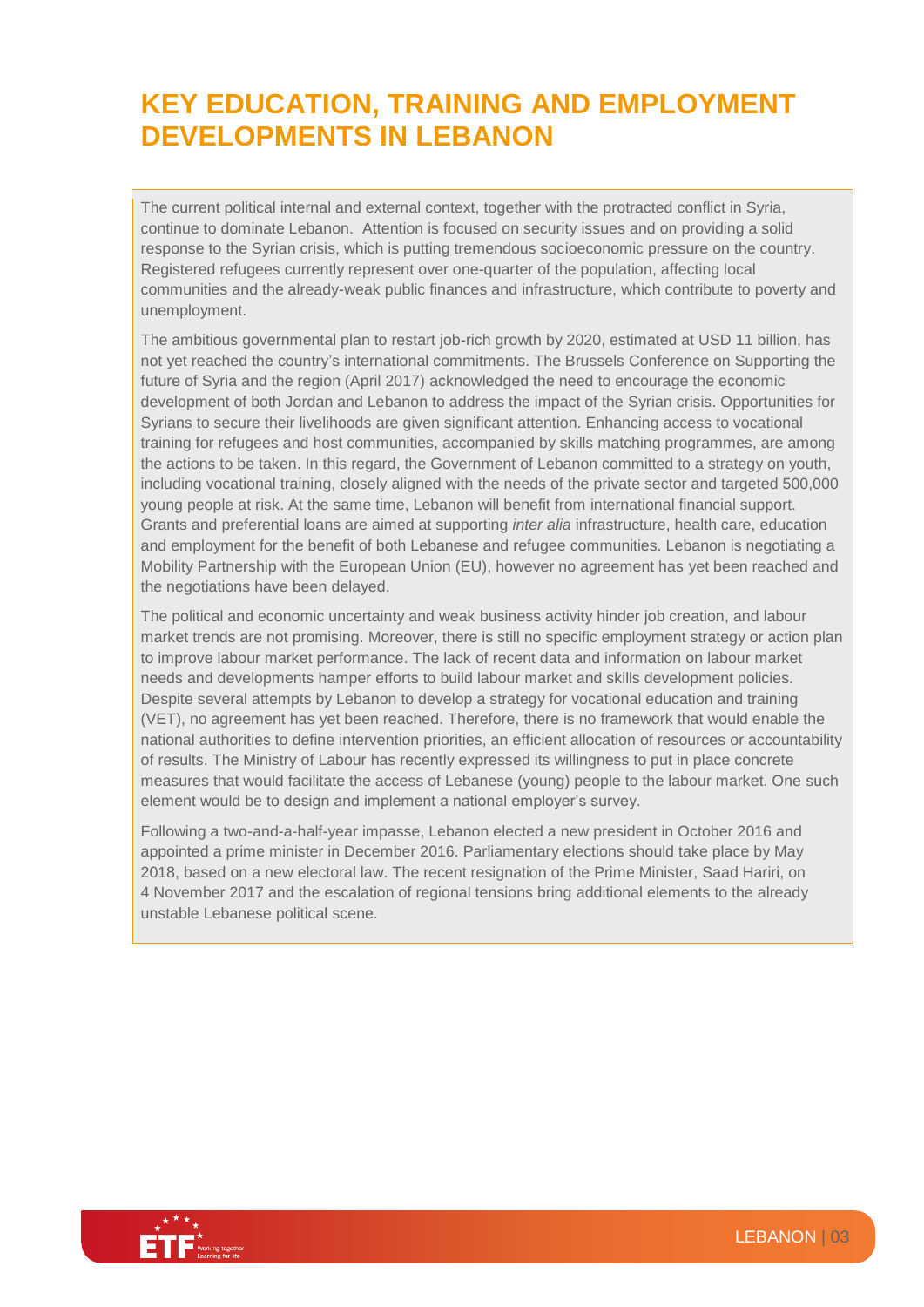# KEY EDUCATION, TRAINING AND EMPLOYMENT DEVELOPMENTS IN LEBANON

The current political internal and external context, together with the protracted conflict in Syria, continue to dominate Lebanon. Attention is focused on security issues and on providing a solid response to the Syrian crisis, which is putting tremendous socioeconomic pressure on the country. Registered refugees currently represent over one-quarter of the population, affecting local communities and the already-weak public finances and infrastructure, which contribute to poverty and unemployment.

The ambitious governmental plan to restart job-rich growth by 2020, estimated at USD 11 billion, has not yet reached the country's international commitments. The Brussels Conference on Supporting the future of Syria and the region (April 2017) acknowledged the need to encourage the economic development of both Jordan and Lebanon to address the impact of the Syrian crisis. Opportunities for Syrians to secure their livelihoods are given significant attention. Enhancing access to vocational training for refugees and host communities, accompanied by skills matching programmes, are among the actions to be taken. In this regard, the Government of Lebanon committed to a strategy on youth, including vocational training, closely aligned with the needs of the private sector and targeted 500,000 young people at risk. At the same time, Lebanon will benefit from international financial support. Grants and preferential loans are aimed at supporting *inter alia* infrastructure, health care, education and employment for the benefit of both Lebanese and refugee communities. Lebanon is negotiating a Mobility Partnership with the European Union (EU), however no agreement has yet been reached and the negotiations have been delayed.

The political and economic uncertainty and weak business activity hinder job creation, and labour market trends are not promising. Moreover, there is still no specific employment strategy or action plan to improve labour market performance. The lack of recent data and information on labour market needs and developments hamper efforts to build labour market and skills development policies. Despite several attempts by Lebanon to develop a strategy for vocational education and training (VET), no agreement has yet been reached. Therefore, there is no framework that would enable the national authorities to define intervention priorities, an efficient allocation of resources or accountability of results. The Ministry of Labour has recently expressed its willingness to put in place concrete measures that would facilitate the access of Lebanese (young) people to the labour market. One such element would be to design and implement a national employer's survey.

Following a two-and-a-half-year impasse, Lebanon elected a new president in October 2016 and appointed a prime minister in December 2016. Parliamentary elections should take place by May 2018, based on a new electoral law. The recent resignation of the Prime Minister, Saad Hariri, on 4 November 2017 and the escalation of regional tensions bring additional elements to the already unstable Lebanese political scene.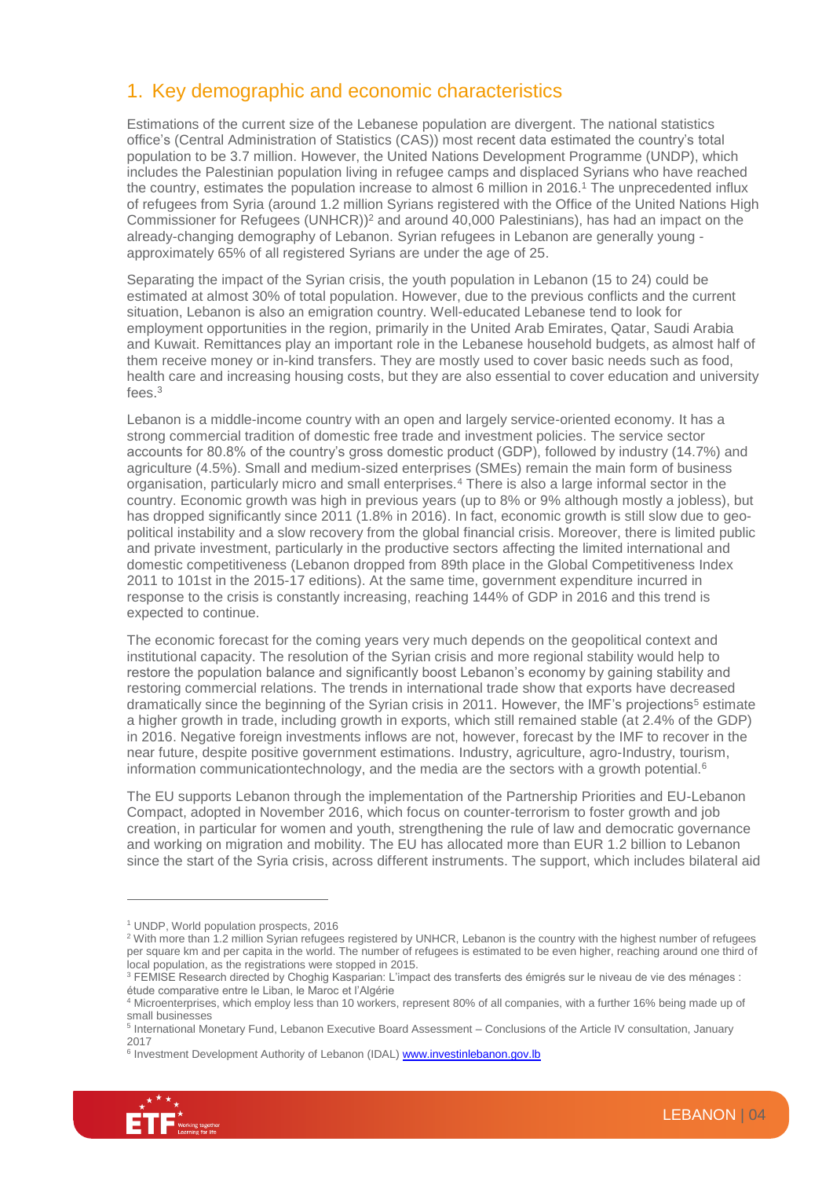## 1. Key demographic and economic characteristics

Estimations of the current size of the Lebanese population are divergent. The national statistics office's (Central Administration of Statistics (CAS)) most recent data estimated the country's total population to be 3.7 million. However, the United Nations Development Programme (UNDP), which includes the Palestinian population living in refugee camps and displaced Syrians who have reached the country, estimates the population increase to almost 6 million in 2016.[1] The unprecedented influx of refugees from Syria (around 1.2 million Syrians registered with the Office of the United Nations High Commissioner for Refugees (UNHCR))[2] and around 40,000 Palestinians), has had an impact on the already-changing demography of Lebanon. Syrian refugees in Lebanon are generally young - approximately 65% of all registered Syrians are under the age of 25.

Separating the impact of the Syrian crisis, the youth population in Lebanon (15 to 24) could be estimated at almost 30% of total population. However, due to the previous conflicts and the current situation, Lebanon is also an emigration country. Well-educated Lebanese tend to look for employment opportunities in the region, primarily in the United Arab Emirates, Qatar, Saudi Arabia and Kuwait. Remittances play an important role in the Lebanese household budgets, as almost half of them receive money or in-kind transfers. They are mostly used to cover basic needs such as food, health care and increasing housing costs, but they are also essential to cover education and university fees.[3]

Lebanon is a middle-income country with an open and largely service-oriented economy. It has a strong commercial tradition of domestic free trade and investment policies. The service sector accounts for 80.8% of the country's gross domestic product (GDP), followed by industry (14.7%) and agriculture (4.5%). Small and medium-sized enterprises (SMEs) remain the main form of business organisation, particularly micro and small enterprises.[4] There is also a large informal sector in the country. Economic growth was high in previous years (up to 8% or 9% although mostly a jobless), but has dropped significantly since 2011 (1.8% in 2016). In fact, economic growth is still slow due to geo-political instability and a slow recovery from the global financial crisis. Moreover, there is limited public and private investment, particularly in the productive sectors affecting the limited international and domestic competitiveness (Lebanon dropped from 89th place in the Global Competitiveness Index 2011 to 101st in the 2015-17 editions). At the same time, government expenditure incurred in response to the crisis is constantly increasing, reaching 144% of GDP in 2016 and this trend is expected to continue.

The economic forecast for the coming years very much depends on the geopolitical context and institutional capacity. The resolution of the Syrian crisis and more regional stability would help to restore the population balance and significantly boost Lebanon's economy by gaining stability and restoring commercial relations. The trends in international trade show that exports have decreased dramatically since the beginning of the Syrian crisis in 2011. However, the IMF's projections[5] estimate a higher growth in trade, including growth in exports, which still remained stable (at 2.4% of the GDP) in 2016. Negative foreign investments inflows are not, however, forecast by the IMF to recover in the near future, despite positive government estimations. Industry, agriculture, agro-Industry, tourism, information communicationtechnology, and the media are the sectors with a growth potential.[6]

The EU supports Lebanon through the implementation of the Partnership Priorities and EU-Lebanon Compact, adopted in November 2016, which focus on counter-terrorism to foster growth and job creation, in particular for women and youth, strengthening the rule of law and democratic governance and working on migration and mobility. The EU has allocated more than EUR 1.2 billion to Lebanon since the start of the Syria crisis, across different instruments. The support, which includes bilateral aid

---

[1] UNDP, World population prospects, 2016

[2] With more than 1.2 million Syrian refugees registered by UNHCR, Lebanon is the country with the highest number of refugees per square km and per capita in the world. The number of refugees is estimated to be even higher, reaching around one third of local population, as the registrations were stopped in 2015.

[3] FEMISE Research directed by Choghig Kasparian: L'impact des transferts des émigrés sur le niveau de vie des ménages : étude comparative entre le Liban, le Maroc et l'Algérie

[4] Microenterprises, which employ less than 10 workers, represent 80% of all companies, with a further 16% being made up of small businesses

[5] International Monetary Fund, Lebanon Executive Board Assessment – Conclusions of the Article IV consultation, January 2017

[6] Investment Development Authority of Lebanon (IDAL) www.investinlebanon.gov.lb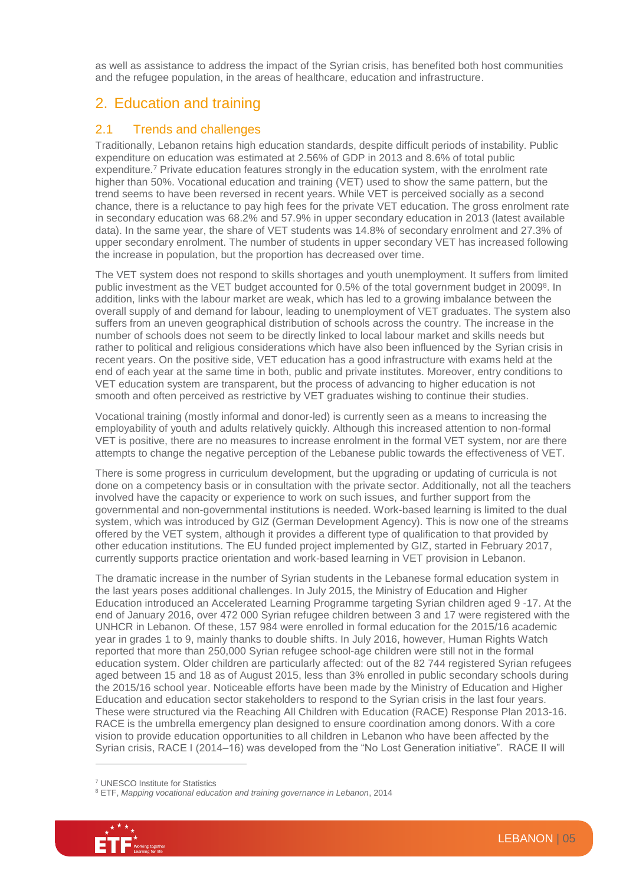as well as assistance to address the impact of the Syrian crisis, has benefited both host communities and the refugee population, in the areas of healthcare, education and infrastructure.

# 2. Education and training

## 2.1 Trends and challenges

Traditionally, Lebanon retains high education standards, despite difficult periods of instability. Public expenditure on education was estimated at 2.56% of GDP in 2013 and 8.6% of total public expenditure.[7] Private education features strongly in the education system, with the enrolment rate higher than 50%. Vocational education and training (VET) used to show the same pattern, but the trend seems to have been reversed in recent years. While VET is perceived socially as a second chance, there is a reluctance to pay high fees for the private VET education. The gross enrolment rate in secondary education was 68.2% and 57.9% in upper secondary education in 2013 (latest available data). In the same year, the share of VET students was 14.8% of secondary enrolment and 27.3% of upper secondary enrolment. The number of students in upper secondary VET has increased following the increase in population, but the proportion has decreased over time.

The VET system does not respond to skills shortages and youth unemployment. It suffers from limited public investment as the VET budget accounted for 0.5% of the total government budget in 2009[8]. In addition, links with the labour market are weak, which has led to a growing imbalance between the overall supply of and demand for labour, leading to unemployment of VET graduates. The system also suffers from an uneven geographical distribution of schools across the country. The increase in the number of schools does not seem to be directly linked to local labour market and skills needs but rather to political and religious considerations which have also been influenced by the Syrian crisis in recent years. On the positive side, VET education has a good infrastructure with exams held at the end of each year at the same time in both, public and private institutes. Moreover, entry conditions to VET education system are transparent, but the process of advancing to higher education is not smooth and often perceived as restrictive by VET graduates wishing to continue their studies.

Vocational training (mostly informal and donor-led) is currently seen as a means to increasing the employability of youth and adults relatively quickly. Although this increased attention to non-formal VET is positive, there are no measures to increase enrolment in the formal VET system, nor are there attempts to change the negative perception of the Lebanese public towards the effectiveness of VET.

There is some progress in curriculum development, but the upgrading or updating of curricula is not done on a competency basis or in consultation with the private sector. Additionally, not all the teachers involved have the capacity or experience to work on such issues, and further support from the governmental and non-governmental institutions is needed. Work-based learning is limited to the dual system, which was introduced by GIZ (German Development Agency). This is now one of the streams offered by the VET system, although it provides a different type of qualification to that provided by other education institutions. The EU funded project implemented by GIZ, started in February 2017, currently supports practice orientation and work-based learning in VET provision in Lebanon.

The dramatic increase in the number of Syrian students in the Lebanese formal education system in the last years poses additional challenges. In July 2015, the Ministry of Education and Higher Education introduced an Accelerated Learning Programme targeting Syrian children aged 9 -17. At the end of January 2016, over 472 000 Syrian refugee children between 3 and 17 were registered with the UNHCR in Lebanon. Of these, 157 984 were enrolled in formal education for the 2015/16 academic year in grades 1 to 9, mainly thanks to double shifts. In July 2016, however, Human Rights Watch reported that more than 250,000 Syrian refugee school-age children were still not in the formal education system. Older children are particularly affected: out of the 82 744 registered Syrian refugees aged between 15 and 18 as of August 2015, less than 3% enrolled in public secondary schools during the 2015/16 school year. Noticeable efforts have been made by the Ministry of Education and Higher Education and education sector stakeholders to respond to the Syrian crisis in the last four years. These were structured via the Reaching All Children with Education (RACE) Response Plan 2013-16. RACE is the umbrella emergency plan designed to ensure coordination among donors. With a core vision to provide education opportunities to all children in Lebanon who have been affected by the Syrian crisis, RACE I (2014–16) was developed from the "No Lost Generation initiative". RACE II will

---

[7] UNESCO Institute for Statistics

[8] ETF, *Mapping vocational education and training governance in Lebanon*, 2014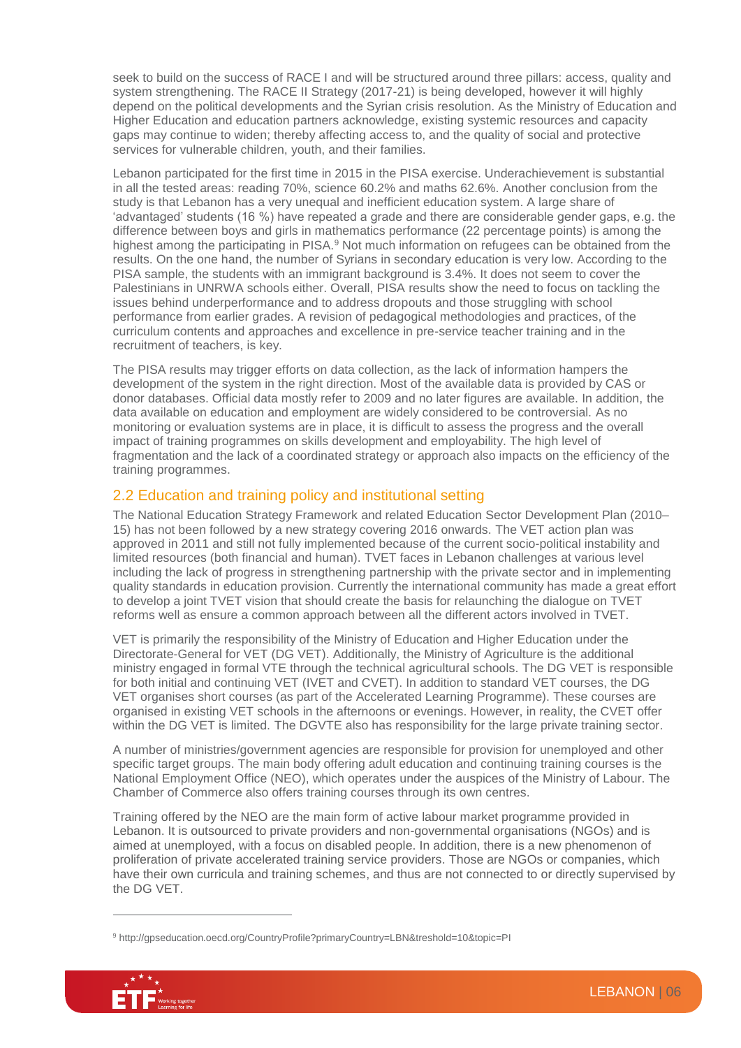seek to build on the success of RACE I and will be structured around three pillars: access, quality and system strengthening. The RACE II Strategy (2017-21) is being developed, however it will highly depend on the political developments and the Syrian crisis resolution. As the Ministry of Education and Higher Education and education partners acknowledge, existing systemic resources and capacity gaps may continue to widen; thereby affecting access to, and the quality of social and protective services for vulnerable children, youth, and their families.

Lebanon participated for the first time in 2015 in the PISA exercise. Underachievement is substantial in all the tested areas: reading 70%, science 60.2% and maths 62.6%. Another conclusion from the study is that Lebanon has a very unequal and inefficient education system. A large share of 'advantaged' students (16 %) have repeated a grade and there are considerable gender gaps, e.g. the difference between boys and girls in mathematics performance (22 percentage points) is among the highest among the participating in PISA.[9] Not much information on refugees can be obtained from the results. On the one hand, the number of Syrians in secondary education is very low. According to the PISA sample, the students with an immigrant background is 3.4%. It does not seem to cover the Palestinians in UNRWA schools either. Overall, PISA results show the need to focus on tackling the issues behind underperformance and to address dropouts and those struggling with school performance from earlier grades. A revision of pedagogical methodologies and practices, of the curriculum contents and approaches and excellence in pre-service teacher training and in the recruitment of teachers, is key.

The PISA results may trigger efforts on data collection, as the lack of information hampers the development of the system in the right direction. Most of the available data is provided by CAS or donor databases. Official data mostly refer to 2009 and no later figures are available. In addition, the data available on education and employment are widely considered to be controversial. As no monitoring or evaluation systems are in place, it is difficult to assess the progress and the overall impact of training programmes on skills development and employability. The high level of fragmentation and the lack of a coordinated strategy or approach also impacts on the efficiency of the training programmes.

## 2.2 Education and training policy and institutional setting

The National Education Strategy Framework and related Education Sector Development Plan (2010–15) has not been followed by a new strategy covering 2016 onwards. The VET action plan was approved in 2011 and still not fully implemented because of the current socio-political instability and limited resources (both financial and human). TVET faces in Lebanon challenges at various level including the lack of progress in strengthening partnership with the private sector and in implementing quality standards in education provision. Currently the international community has made a great effort to develop a joint TVET vision that should create the basis for relaunching the dialogue on TVET reforms well as ensure a common approach between all the different actors involved in TVET.

VET is primarily the responsibility of the Ministry of Education and Higher Education under the Directorate-General for VET (DG VET). Additionally, the Ministry of Agriculture is the additional ministry engaged in formal VTE through the technical agricultural schools. The DG VET is responsible for both initial and continuing VET (IVET and CVET). In addition to standard VET courses, the DG VET organises short courses (as part of the Accelerated Learning Programme). These courses are organised in existing VET schools in the afternoons or evenings. However, in reality, the CVET offer within the DG VET is limited. The DGVTE also has responsibility for the large private training sector.

A number of ministries/government agencies are responsible for provision for unemployed and other specific target groups. The main body offering adult education and continuing training courses is the National Employment Office (NEO), which operates under the auspices of the Ministry of Labour. The Chamber of Commerce also offers training courses through its own centres.

Training offered by the NEO are the main form of active labour market programme provided in Lebanon. It is outsourced to private providers and non-governmental organisations (NGOs) and is aimed at unemployed, with a focus on disabled people. In addition, there is a new phenomenon of proliferation of private accelerated training service providers. Those are NGOs or companies, which have their own curricula and training schemes, and thus are not connected to or directly supervised by the DG VET.

---

[9] http://gpseducation.oecd.org/CountryProfile?primaryCountry=LBN&treshold=10&topic=PI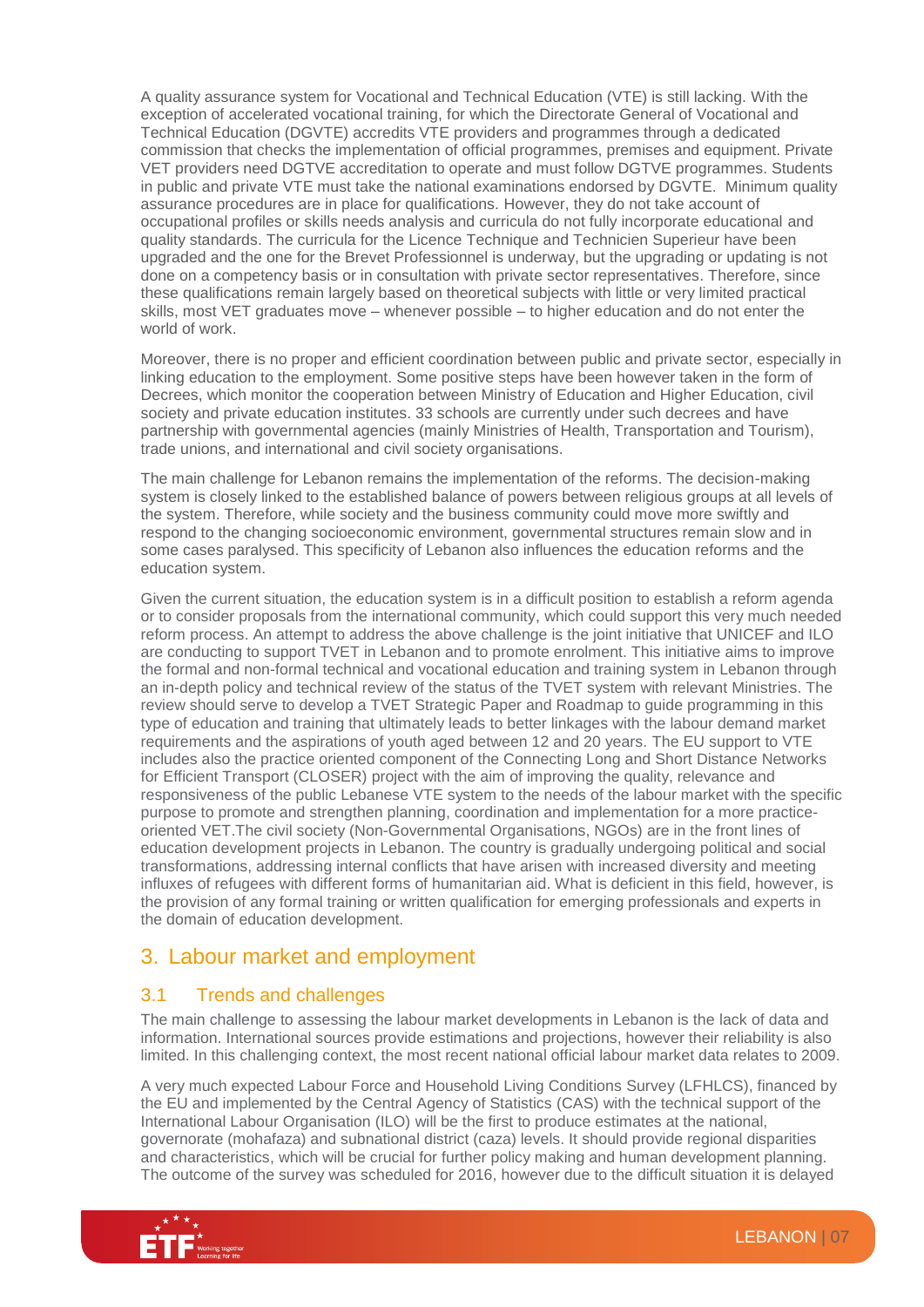A quality assurance system for Vocational and Technical Education (VTE) is still lacking. With the exception of accelerated vocational training, for which the Directorate General of Vocational and Technical Education (DGVTE) accredits VTE providers and programmes through a dedicated commission that checks the implementation of official programmes, premises and equipment. Private VET providers need DGTVE accreditation to operate and must follow DGTVE programmes. Students in public and private VTE must take the national examinations endorsed by DGVTE. Minimum quality assurance procedures are in place for qualifications. However, they do not take account of occupational profiles or skills needs analysis and curricula do not fully incorporate educational and quality standards. The curricula for the Licence Technique and Technicien Superieur have been upgraded and the one for the Brevet Professionnel is underway, but the upgrading or updating is not done on a competency basis or in consultation with private sector representatives. Therefore, since these qualifications remain largely based on theoretical subjects with little or very limited practical skills, most VET graduates move – whenever possible – to higher education and do not enter the world of work.

Moreover, there is no proper and efficient coordination between public and private sector, especially in linking education to the employment. Some positive steps have been however taken in the form of Decrees, which monitor the cooperation between Ministry of Education and Higher Education, civil society and private education institutes. 33 schools are currently under such decrees and have partnership with governmental agencies (mainly Ministries of Health, Transportation and Tourism), trade unions, and international and civil society organisations.

The main challenge for Lebanon remains the implementation of the reforms. The decision-making system is closely linked to the established balance of powers between religious groups at all levels of the system. Therefore, while society and the business community could move more swiftly and respond to the changing socioeconomic environment, governmental structures remain slow and in some cases paralysed. This specificity of Lebanon also influences the education reforms and the education system.

Given the current situation, the education system is in a difficult position to establish a reform agenda or to consider proposals from the international community, which could support this very much needed reform process. An attempt to address the above challenge is the joint initiative that UNICEF and ILO are conducting to support TVET in Lebanon and to promote enrolment. This initiative aims to improve the formal and non-formal technical and vocational education and training system in Lebanon through an in-depth policy and technical review of the status of the TVET system with relevant Ministries. The review should serve to develop a TVET Strategic Paper and Roadmap to guide programming in this type of education and training that ultimately leads to better linkages with the labour demand market requirements and the aspirations of youth aged between 12 and 20 years. The EU support to VTE includes also the practice oriented component of the Connecting Long and Short Distance Networks for Efficient Transport (CLOSER) project with the aim of improving the quality, relevance and responsiveness of the public Lebanese VTE system to the needs of the labour market with the specific purpose to promote and strengthen planning, coordination and implementation for a more practice-oriented VET.The civil society (Non-Governmental Organisations, NGOs) are in the front lines of education development projects in Lebanon. The country is gradually undergoing political and social transformations, addressing internal conflicts that have arisen with increased diversity and meeting influxes of refugees with different forms of humanitarian aid. What is deficient in this field, however, is the provision of any formal training or written qualification for emerging professionals and experts in the domain of education development.

# 3. Labour market and employment

## 3.1 Trends and challenges

The main challenge to assessing the labour market developments in Lebanon is the lack of data and information. International sources provide estimations and projections, however their reliability is also limited. In this challenging context, the most recent national official labour market data relates to 2009.

A very much expected Labour Force and Household Living Conditions Survey (LFHLCS), financed by the EU and implemented by the Central Agency of Statistics (CAS) with the technical support of the International Labour Organisation (ILO) will be the first to produce estimates at the national, governorate (mohafaza) and subnational district (caza) levels. It should provide regional disparities and characteristics, which will be crucial for further policy making and human development planning. The outcome of the survey was scheduled for 2016, however due to the difficult situation it is delayed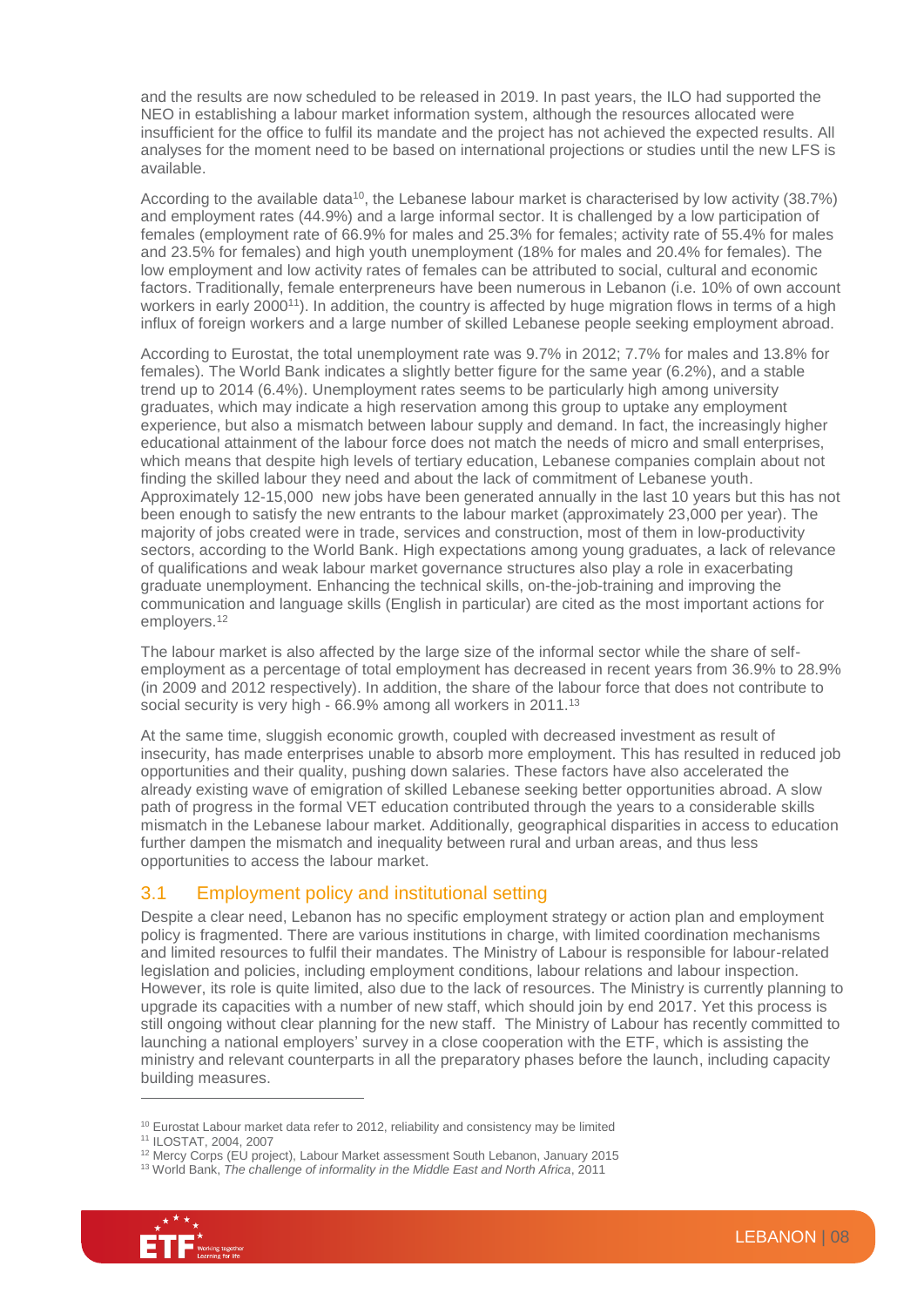and the results are now scheduled to be released in 2019. In past years, the ILO had supported the NEO in establishing a labour market information system, although the resources allocated were insufficient for the office to fulfil its mandate and the project has not achieved the expected results. All analyses for the moment need to be based on international projections or studies until the new LFS is available.

According to the available data[10], the Lebanese labour market is characterised by low activity (38.7%) and employment rates (44.9%) and a large informal sector. It is challenged by a low participation of females (employment rate of 66.9% for males and 25.3% for females; activity rate of 55.4% for males and 23.5% for females) and high youth unemployment (18% for males and 20.4% for females). The low employment and low activity rates of females can be attributed to social, cultural and economic factors. Traditionally, female entrepreneurs have been numerous in Lebanon (i.e. 10% of own account workers in early 2000[11]). In addition, the country is affected by huge migration flows in terms of a high influx of foreign workers and a large number of skilled Lebanese people seeking employment abroad.

According to Eurostat, the total unemployment rate was 9.7% in 2012; 7.7% for males and 13.8% for females). The World Bank indicates a slightly better figure for the same year (6.2%), and a stable trend up to 2014 (6.4%). Unemployment rates seems to be particularly high among university graduates, which may indicate a high reservation among this group to uptake any employment experience, but also a mismatch between labour supply and demand. In fact, the increasingly higher educational attainment of the labour force does not match the needs of micro and small enterprises, which means that despite high levels of tertiary education, Lebanese companies complain about not finding the skilled labour they need and about the lack of commitment of Lebanese youth. Approximately 12-15,000 new jobs have been generated annually in the last 10 years but this has not been enough to satisfy the new entrants to the labour market (approximately 23,000 per year). The majority of jobs created were in trade, services and construction, most of them in low-productivity sectors, according to the World Bank. High expectations among young graduates, a lack of relevance of qualifications and weak labour market governance structures also play a role in exacerbating graduate unemployment. Enhancing the technical skills, on-the-job-training and improving the communication and language skills (English in particular) are cited as the most important actions for employers.[12]

The labour market is also affected by the large size of the informal sector while the share of self-employment as a percentage of total employment has decreased in recent years from 36.9% to 28.9% (in 2009 and 2012 respectively). In addition, the share of the labour force that does not contribute to social security is very high - 66.9% among all workers in 2011.[13]

At the same time, sluggish economic growth, coupled with decreased investment as result of insecurity, has made enterprises unable to absorb more employment. This has resulted in reduced job opportunities and their quality, pushing down salaries. These factors have also accelerated the already existing wave of emigration of skilled Lebanese seeking better opportunities abroad. A slow path of progress in the formal VET education contributed through the years to a considerable skills mismatch in the Lebanese labour market. Additionally, geographical disparities in access to education further dampen the mismatch and inequality between rural and urban areas, and thus less opportunities to access the labour market.

## 3.1 Employment policy and institutional setting

Despite a clear need, Lebanon has no specific employment strategy or action plan and employment policy is fragmented. There are various institutions in charge, with limited coordination mechanisms and limited resources to fulfil their mandates. The Ministry of Labour is responsible for labour-related legislation and policies, including employment conditions, labour relations and labour inspection. However, its role is quite limited, also due to the lack of resources. The Ministry is currently planning to upgrade its capacities with a number of new staff, which should join by end 2017. Yet this process is still ongoing without clear planning for the new staff. The Ministry of Labour has recently committed to launching a national employers' survey in a close cooperation with the ETF, which is assisting the ministry and relevant counterparts in all the preparatory phases before the launch, including capacity building measures.

---

[10] Eurostat Labour market data refer to 2012, reliability and consistency may be limited

[11] ILOSTAT, 2004, 2007

[12] Mercy Corps (EU project), Labour Market assessment South Lebanon, January 2015

[13] World Bank, *The challenge of informality in the Middle East and North Africa*, 2011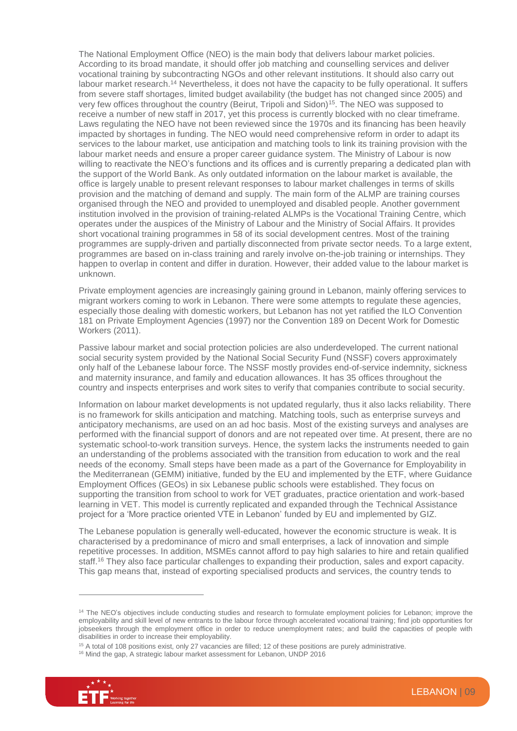The National Employment Office (NEO) is the main body that delivers labour market policies. According to its broad mandate, it should offer job matching and counselling services and deliver vocational training by subcontracting NGOs and other relevant institutions. It should also carry out labour market research.[14] Nevertheless, it does not have the capacity to be fully operational. It suffers from severe staff shortages, limited budget availability (the budget has not changed since 2005) and very few offices throughout the country (Beirut, Tripoli and Sidon)[15]. The NEO was supposed to receive a number of new staff in 2017, yet this process is currently blocked with no clear timeframe. Laws regulating the NEO have not been reviewed since the 1970s and its financing has been heavily impacted by shortages in funding. The NEO would need comprehensive reform in order to adapt its services to the labour market, use anticipation and matching tools to link its training provision with the labour market needs and ensure a proper career guidance system. The Ministry of Labour is now willing to reactivate the NEO's functions and its offices and is currently preparing a dedicated plan with the support of the World Bank. As only outdated information on the labour market is available, the office is largely unable to present relevant responses to labour market challenges in terms of skills provision and the matching of demand and supply. The main form of the ALMP are training courses organised through the NEO and provided to unemployed and disabled people. Another government institution involved in the provision of training-related ALMPs is the Vocational Training Centre, which operates under the auspices of the Ministry of Labour and the Ministry of Social Affairs. It provides short vocational training programmes in 58 of its social development centres. Most of the training programmes are supply-driven and partially disconnected from private sector needs. To a large extent, programmes are based on in-class training and rarely involve on-the-job training or internships. They happen to overlap in content and differ in duration. However, their added value to the labour market is unknown.

Private employment agencies are increasingly gaining ground in Lebanon, mainly offering services to migrant workers coming to work in Lebanon. There were some attempts to regulate these agencies, especially those dealing with domestic workers, but Lebanon has not yet ratified the ILO Convention 181 on Private Employment Agencies (1997) nor the Convention 189 on Decent Work for Domestic Workers (2011).

Passive labour market and social protection policies are also underdeveloped. The current national social security system provided by the National Social Security Fund (NSSF) covers approximately only half of the Lebanese labour force. The NSSF mostly provides end-of-service indemnity, sickness and maternity insurance, and family and education allowances. It has 35 offices throughout the country and inspects enterprises and work sites to verify that companies contribute to social security.

Information on labour market developments is not updated regularly, thus it also lacks reliability. There is no framework for skills anticipation and matching. Matching tools, such as enterprise surveys and anticipatory mechanisms, are used on an ad hoc basis. Most of the existing surveys and analyses are performed with the financial support of donors and are not repeated over time. At present, there are no systematic school-to-work transition surveys. Hence, the system lacks the instruments needed to gain an understanding of the problems associated with the transition from education to work and the real needs of the economy. Small steps have been made as a part of the Governance for Employability in the Mediterranean (GEMM) initiative, funded by the EU and implemented by the ETF, where Guidance Employment Offices (GEOs) in six Lebanese public schools were established. They focus on supporting the transition from school to work for VET graduates, practice orientation and work-based learning in VET. This model is currently replicated and expanded through the Technical Assistance project for a 'More practice oriented VTE in Lebanon' funded by EU and implemented by GIZ.

The Lebanese population is generally well-educated, however the economic structure is weak. It is characterised by a predominance of micro and small enterprises, a lack of innovation and simple repetitive processes. In addition, MSMEs cannot afford to pay high salaries to hire and retain qualified staff.[16] They also face particular challenges to expanding their production, sales and export capacity. This gap means that, instead of exporting specialised products and services, the country tends to

---

[14] The NEO's objectives include conducting studies and research to formulate employment policies for Lebanon; improve the employability and skill level of new entrants to the labour force through accelerated vocational training; find job opportunities for jobseekers through the employment office in order to reduce unemployment rates; and build the capacities of people with disabilities in order to increase their employability.

[15] A total of 108 positions exist, only 27 vacancies are filled; 12 of these positions are purely administrative.

[16] Mind the gap, A strategic labour market assessment for Lebanon, UNDP 2016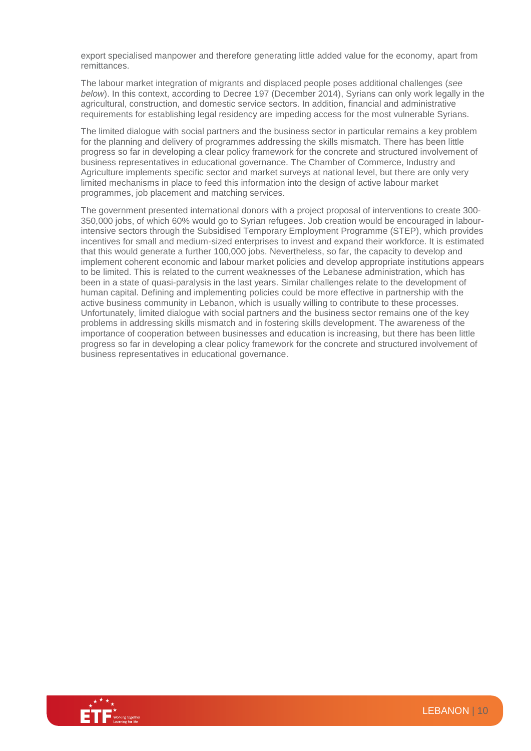export specialised manpower and therefore generating little added value for the economy, apart from remittances.

The labour market integration of migrants and displaced people poses additional challenges (*see below*). In this context, according to Decree 197 (December 2014), Syrians can only work legally in the agricultural, construction, and domestic service sectors. In addition, financial and administrative requirements for establishing legal residency are impeding access for the most vulnerable Syrians.

The limited dialogue with social partners and the business sector in particular remains a key problem for the planning and delivery of programmes addressing the skills mismatch. There has been little progress so far in developing a clear policy framework for the concrete and structured involvement of business representatives in educational governance. The Chamber of Commerce, Industry and Agriculture implements specific sector and market surveys at national level, but there are only very limited mechanisms in place to feed this information into the design of active labour market programmes, job placement and matching services.

The government presented international donors with a project proposal of interventions to create 300-350,000 jobs, of which 60% would go to Syrian refugees. Job creation would be encouraged in labour-intensive sectors through the Subsidised Temporary Employment Programme (STEP), which provides incentives for small and medium-sized enterprises to invest and expand their workforce. It is estimated that this would generate a further 100,000 jobs. Nevertheless, so far, the capacity to develop and implement coherent economic and labour market policies and develop appropriate institutions appears to be limited. This is related to the current weaknesses of the Lebanese administration, which has been in a state of quasi-paralysis in the last years. Similar challenges relate to the development of human capital. Defining and implementing policies could be more effective in partnership with the active business community in Lebanon, which is usually willing to contribute to these processes. Unfortunately, limited dialogue with social partners and the business sector remains one of the key problems in addressing skills mismatch and in fostering skills development. The awareness of the importance of cooperation between businesses and education is increasing, but there has been little progress so far in developing a clear policy framework for the concrete and structured involvement of business representatives in educational governance.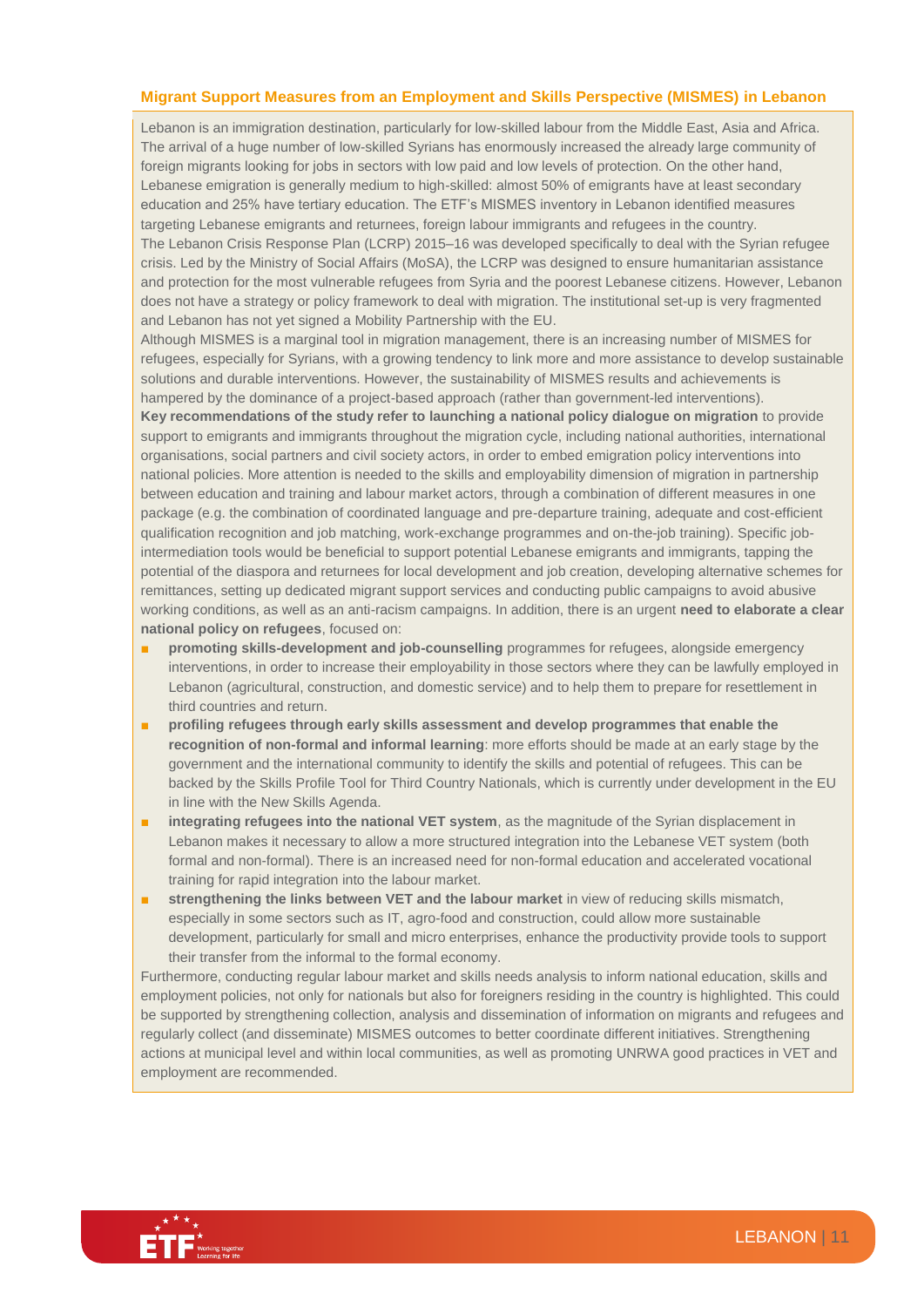### Migrant Support Measures from an Employment and Skills Perspective (MISMES) in Lebanon

Lebanon is an immigration destination, particularly for low-skilled labour from the Middle East, Asia and Africa. The arrival of a huge number of low-skilled Syrians has enormously increased the already large community of foreign migrants looking for jobs in sectors with low paid and low levels of protection. On the other hand, Lebanese emigration is generally medium to high-skilled: almost 50% of emigrants have at least secondary education and 25% have tertiary education. The ETF's MISMES inventory in Lebanon identified measures targeting Lebanese emigrants and returnees, foreign labour immigrants and refugees in the country.

The Lebanon Crisis Response Plan (LCRP) 2015–16 was developed specifically to deal with the Syrian refugee crisis. Led by the Ministry of Social Affairs (MoSA), the LCRP was designed to ensure humanitarian assistance and protection for the most vulnerable refugees from Syria and the poorest Lebanese citizens. However, Lebanon does not have a strategy or policy framework to deal with migration. The institutional set-up is very fragmented and Lebanon has not yet signed a Mobility Partnership with the EU.

Although MISMES is a marginal tool in migration management, there is an increasing number of MISMES for refugees, especially for Syrians, with a growing tendency to link more and more assistance to develop sustainable solutions and durable interventions. However, the sustainability of MISMES results and achievements is hampered by the dominance of a project-based approach (rather than government-led interventions).

**Key recommendations of the study refer to launching a national policy dialogue on migration** to provide support to emigrants and immigrants throughout the migration cycle, including national authorities, international organisations, social partners and civil society actors, in order to embed emigration policy interventions into national policies. More attention is needed to the skills and employability dimension of migration in partnership between education and training and labour market actors, through a combination of different measures in one package (e.g. the combination of coordinated language and pre-departure training, adequate and cost-efficient qualification recognition and job matching, work-exchange programmes and on-the-job training). Specific job-intermediation tools would be beneficial to support potential Lebanese emigrants and immigrants, tapping the potential of the diaspora and returnees for local development and job creation, developing alternative schemes for remittances, setting up dedicated migrant support services and conducting public campaigns to avoid abusive working conditions, as well as an anti-racism campaigns. In addition, there is an urgent **need to elaborate a clear national policy on refugees**, focused on:

- **promoting skills-development and job-counselling** programmes for refugees, alongside emergency interventions, in order to increase their employability in those sectors where they can be lawfully employed in Lebanon (agricultural, construction, and domestic service) and to help them to prepare for resettlement in third countries and return.
- **profiling refugees through early skills assessment and develop programmes that enable the recognition of non-formal and informal learning**: more efforts should be made at an early stage by the government and the international community to identify the skills and potential of refugees. This can be backed by the Skills Profile Tool for Third Country Nationals, which is currently under development in the EU in line with the New Skills Agenda.
- **integrating refugees into the national VET system**, as the magnitude of the Syrian displacement in Lebanon makes it necessary to allow a more structured integration into the Lebanese VET system (both formal and non-formal). There is an increased need for non-formal education and accelerated vocational training for rapid integration into the labour market.
- **strengthening the links between VET and the labour market** in view of reducing skills mismatch, especially in some sectors such as IT, agro-food and construction, could allow more sustainable development, particularly for small and micro enterprises, enhance the productivity provide tools to support their transfer from the informal to the formal economy.

Furthermore, conducting regular labour market and skills needs analysis to inform national education, skills and employment policies, not only for nationals but also for foreigners residing in the country is highlighted. This could be supported by strengthening collection, analysis and dissemination of information on migrants and refugees and regularly collect (and disseminate) MISMES outcomes to better coordinate different initiatives. Strengthening actions at municipal level and within local communities, as well as promoting UNRWA good practices in VET and employment are recommended.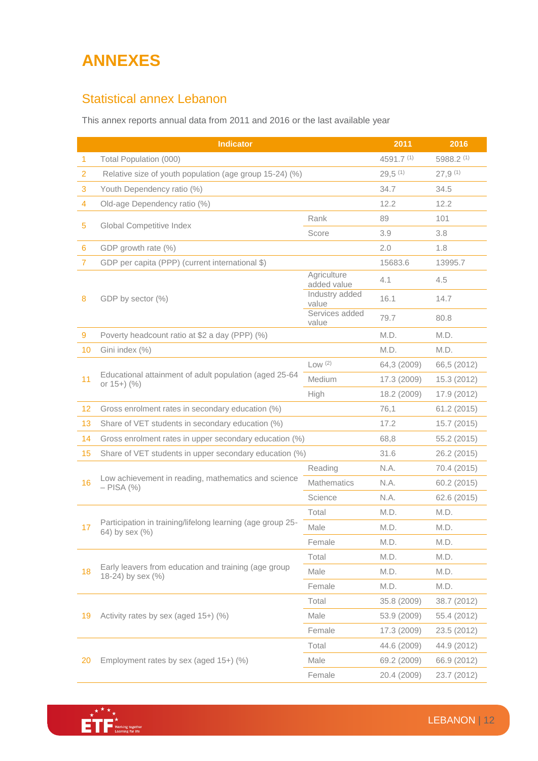# ANNEXES

## Statistical annex Lebanon

This annex reports annual data from 2011 and 2016 or the last available year

| | Indicator | | 2011 | 2016 |
|---|---|---|---|---|
| 1 | Total Population (000) | | 4591.7 (1) | 5988.2 (1) |
| 2 | Relative size of youth population (age group 15-24) (%) | | 29,5 (1) | 27,9 (1) |
| 3 | Youth Dependency ratio (%) | | 34.7 | 34.5 |
| 4 | Old-age Dependency ratio (%) | | 12.2 | 12.2 |
| 5 | Global Competitive Index | Rank | 89 | 101 |
| | | Score | 3.9 | 3.8 |
| 6 | GDP growth rate (%) | | 2.0 | 1.8 |
| 7 | GDP per capita (PPP) (current international $) | | 15683.6 | 13995.7 |
| 8 | GDP by sector (%) | Agriculture added value | 4.1 | 4.5 |
| | | Industry added value | 16.1 | 14.7 |
| | | Services added value | 79.7 | 80.8 |
| 9 | Poverty headcount ratio at $2 a day (PPP) (%) | | M.D. | M.D. |
| 10 | Gini index (%) | | M.D. | M.D. |
| 11 | Educational attainment of adult population (aged 25-64 or 15+) (%) | Low (2) | 64,3 (2009) | 66,5 (2012) |
| | | Medium | 17.3 (2009) | 15.3 (2012) |
| | | High | 18.2 (2009) | 17.9 (2012) |
| 12 | Gross enrolment rates in secondary education (%) | | 76,1 | 61.2 (2015) |
| 13 | Share of VET students in secondary education (%) | | 17.2 | 15.7 (2015) |
| 14 | Gross enrolment rates in upper secondary education (%) | | 68,8 | 55.2 (2015) |
| 15 | Share of VET students in upper secondary education (%) | | 31.6 | 26.2 (2015) |
| 16 | Low achievement in reading, mathematics and science – PISA (%) | Reading | N.A. | 70.4 (2015) |
| | | Mathematics | N.A. | 60.2 (2015) |
| | | Science | N.A. | 62.6 (2015) |
| 17 | Participation in training/lifelong learning (age group 25-64) by sex (%) | Total | M.D. | M.D. |
| | | Male | M.D. | M.D. |
| | | Female | M.D. | M.D. |
| 18 | Early leavers from education and training (age group 18-24) by sex (%) | Total | M.D. | M.D. |
| | | Male | M.D. | M.D. |
| | | Female | M.D. | M.D. |
| 19 | Activity rates by sex (aged 15+) (%) | Total | 35.8 (2009) | 38.7 (2012) |
| | | Male | 53.9 (2009) | 55.4 (2012) |
| | | Female | 17.3 (2009) | 23.5 (2012) |
| 20 | Employment rates by sex (aged 15+) (%) | Total | 44.6 (2009) | 44.9 (2012) |
| | | Male | 69.2 (2009) | 66.9 (2012) |
| | | Female | 20.4 (2009) | 23.7 (2012) |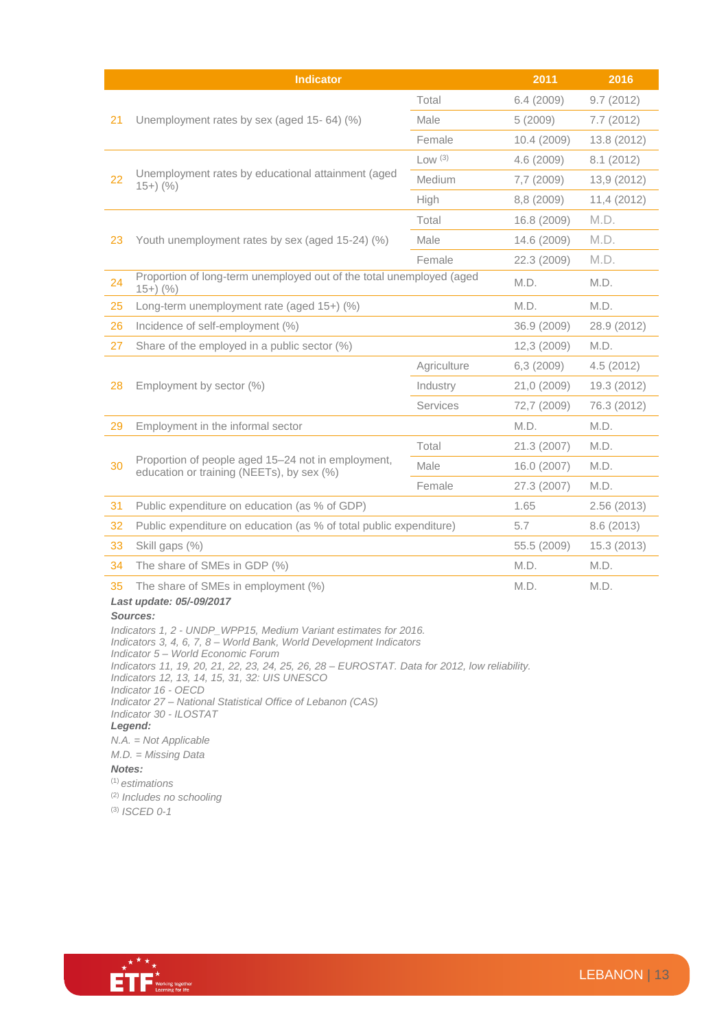| | Indicator | | 2011 | 2016 |
|---|---|---|---|---|
| 21 | Unemployment rates by sex (aged 15- 64) (%) | Total | 6.4 (2009) | 9.7 (2012) |
| | | Male | 5 (2009) | 7.7 (2012) |
| | | Female | 10.4 (2009) | 13.8 (2012) |
| 22 | Unemployment rates by educational attainment (aged 15+) (%) | Low [3] | 4.6 (2009) | 8.1 (2012) |
| | | Medium | 7,7 (2009) | 13,9 (2012) |
| | | High | 8,8 (2009) | 11,4 (2012) |
| 23 | Youth unemployment rates by sex (aged 15-24) (%) | Total | 16.8 (2009) | M.D. |
| | | Male | 14.6 (2009) | M.D. |
| | | Female | 22.3 (2009) | M.D. |
| 24 | Proportion of long-term unemployed out of the total unemployed (aged 15+) (%) | | M.D. | M.D. |
| 25 | Long-term unemployment rate (aged 15+) (%) | | M.D. | M.D. |
| 26 | Incidence of self-employment (%) | | 36.9 (2009) | 28.9 (2012) |
| 27 | Share of the employed in a public sector (%) | | 12,3 (2009) | M.D. |
| 28 | Employment by sector (%) | Agriculture | 6,3 (2009) | 4.5 (2012) |
| | | Industry | 21,0 (2009) | 19.3 (2012) |
| | | Services | 72,7 (2009) | 76.3 (2012) |
| 29 | Employment in the informal sector | | M.D. | M.D. |
| 30 | Proportion of people aged 15–24 not in employment, education or training (NEETs), by sex (%) | Total | 21.3 (2007) | M.D. |
| | | Male | 16.0 (2007) | M.D. |
| | | Female | 27.3 (2007) | M.D. |
| 31 | Public expenditure on education (as % of GDP) | | 1.65 | 2.56 (2013) |
| 32 | Public expenditure on education (as % of total public expenditure) | | 5.7 | 8.6 (2013) |
| 33 | Skill gaps (%) | | 55.5 (2009) | 15.3 (2013) |
| 34 | The share of SMEs in GDP (%) | | M.D. | M.D. |
| 35 | The share of SMEs in employment (%) | | M.D. | M.D. |

***Last update: 05/-09/2017***

***Sources:***

*Indicators 1, 2 - UNDP_WPP15, Medium Variant estimates for 2016.*
*Indicators 3, 4, 6, 7, 8 – World Bank, World Development Indicators*
*Indicator 5 – World Economic Forum*
*Indicators 11, 19, 20, 21, 22, 23, 24, 25, 26, 28 – EUROSTAT. Data for 2012, low reliability.*
*Indicators 12, 13, 14, 15, 31, 32: UIS UNESCO*
*Indicator 16 - OECD*
*Indicator 27 – National Statistical Office of Lebanon (CAS)*
*Indicator 30 - ILOSTAT*

***Legend:***

*N.A. = Not Applicable*

*M.D. = Missing Data*

***Notes:***

[1] *estimations*

[2] *Includes no schooling*

[3] *ISCED 0-1*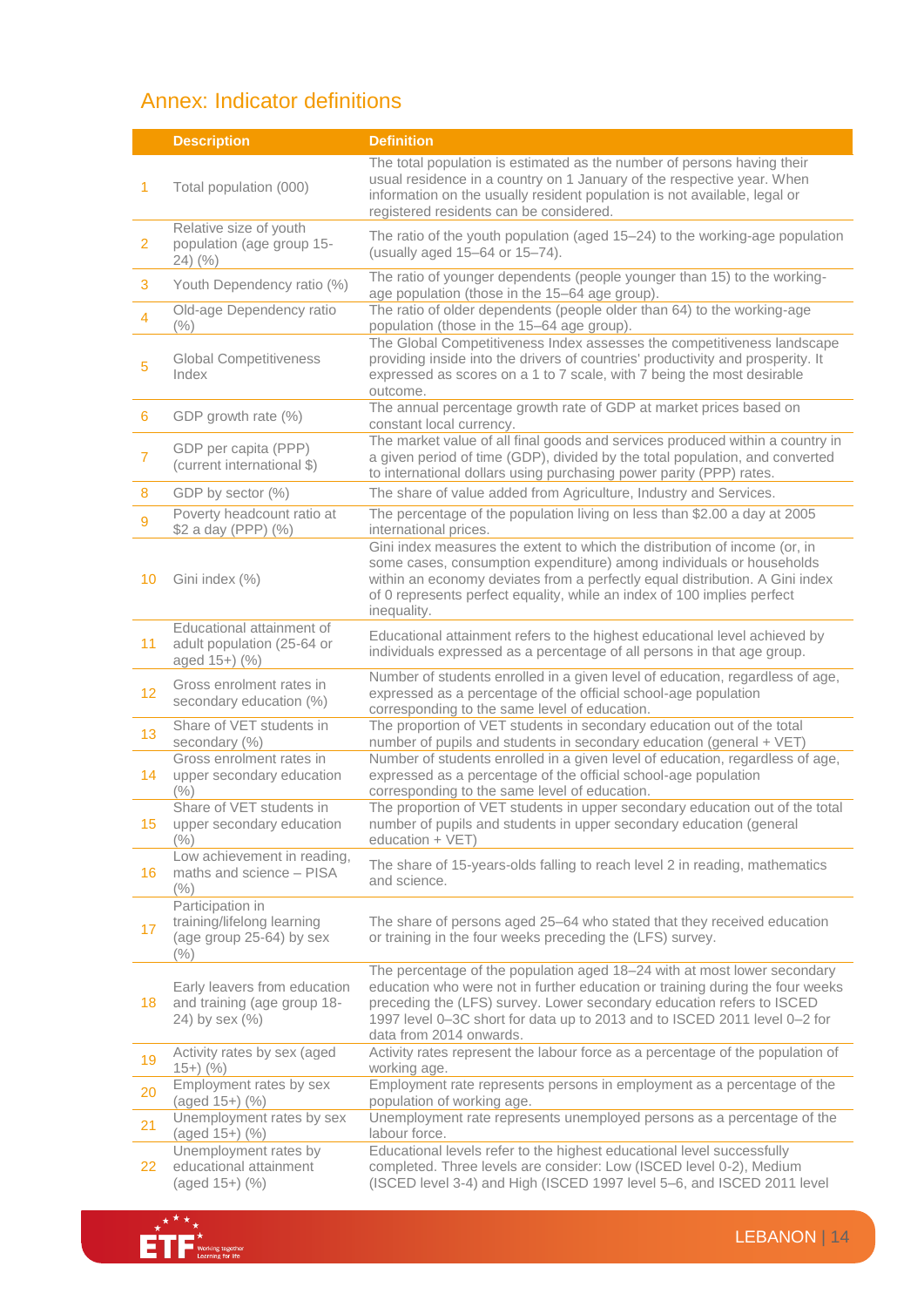## Annex: Indicator definitions

| | Description | Definition |
|---|---|---|
| 1 | Total population (000) | The total population is estimated as the number of persons having their usual residence in a country on 1 January of the respective year. When information on the usually resident population is not available, legal or registered residents can be considered. |
| 2 | Relative size of youth population (age group 15-24) (%) | The ratio of the youth population (aged 15–24) to the working-age population (usually aged 15–64 or 15–74). |
| 3 | Youth Dependency ratio (%) | The ratio of younger dependents (people younger than 15) to the working-age population (those in the 15–64 age group). |
| 4 | Old-age Dependency ratio (%) | The ratio of older dependents (people older than 64) to the working-age population (those in the 15–64 age group). |
| 5 | Global Competitiveness Index | The Global Competitiveness Index assesses the competitiveness landscape providing inside into the drivers of countries' productivity and prosperity. It expressed as scores on a 1 to 7 scale, with 7 being the most desirable outcome. |
| 6 | GDP growth rate (%) | The annual percentage growth rate of GDP at market prices based on constant local currency. |
| 7 | GDP per capita (PPP) (current international $) | The market value of all final goods and services produced within a country in a given period of time (GDP), divided by the total population, and converted to international dollars using purchasing power parity (PPP) rates. |
| 8 | GDP by sector (%) | The share of value added from Agriculture, Industry and Services. |
| 9 | Poverty headcount ratio at $2 a day (PPP) (%) | The percentage of the population living on less than $2.00 a day at 2005 international prices. |
| 10 | Gini index (%) | Gini index measures the extent to which the distribution of income (or, in some cases, consumption expenditure) among individuals or households within an economy deviates from a perfectly equal distribution. A Gini index of 0 represents perfect equality, while an index of 100 implies perfect inequality. |
| 11 | Educational attainment of adult population (25-64 or aged 15+) (%) | Educational attainment refers to the highest educational level achieved by individuals expressed as a percentage of all persons in that age group. |
| 12 | Gross enrolment rates in secondary education (%) | Number of students enrolled in a given level of education, regardless of age, expressed as a percentage of the official school-age population corresponding to the same level of education. |
| 13 | Share of VET students in secondary (%) | The proportion of VET students in secondary education out of the total number of pupils and students in secondary education (general + VET) |
| 14 | Gross enrolment rates in upper secondary education (%) | Number of students enrolled in a given level of education, regardless of age, expressed as a percentage of the official school-age population corresponding to the same level of education. |
| 15 | Share of VET students in upper secondary education (%) | The proportion of VET students in upper secondary education out of the total number of pupils and students in upper secondary education (general education + VET) |
| 16 | Low achievement in reading, maths and science – PISA (%) | The share of 15-years-olds falling to reach level 2 in reading, mathematics and science. |
| 17 | Participation in training/lifelong learning (age group 25-64) by sex (%) | The share of persons aged 25–64 who stated that they received education or training in the four weeks preceding the (LFS) survey. |
| 18 | Early leavers from education and training (age group 18-24) by sex (%) | The percentage of the population aged 18–24 with at most lower secondary education who were not in further education or training during the four weeks preceding the (LFS) survey. Lower secondary education refers to ISCED 1997 level 0–3C short for data up to 2013 and to ISCED 2011 level 0–2 for data from 2014 onwards. |
| 19 | Activity rates by sex (aged 15+) (%) | Activity rates represent the labour force as a percentage of the population of working age. |
| 20 | Employment rates by sex (aged 15+) (%) | Employment rate represents persons in employment as a percentage of the population of working age. |
| 21 | Unemployment rates by sex (aged 15+) (%) | Unemployment rate represents unemployed persons as a percentage of the labour force. |
| 22 | Unemployment rates by educational attainment (aged 15+) (%) | Educational levels refer to the highest educational level successfully completed. Three levels are consider: Low (ISCED level 0-2), Medium (ISCED level 3-4) and High (ISCED 1997 level 5–6, and ISCED 2011 level |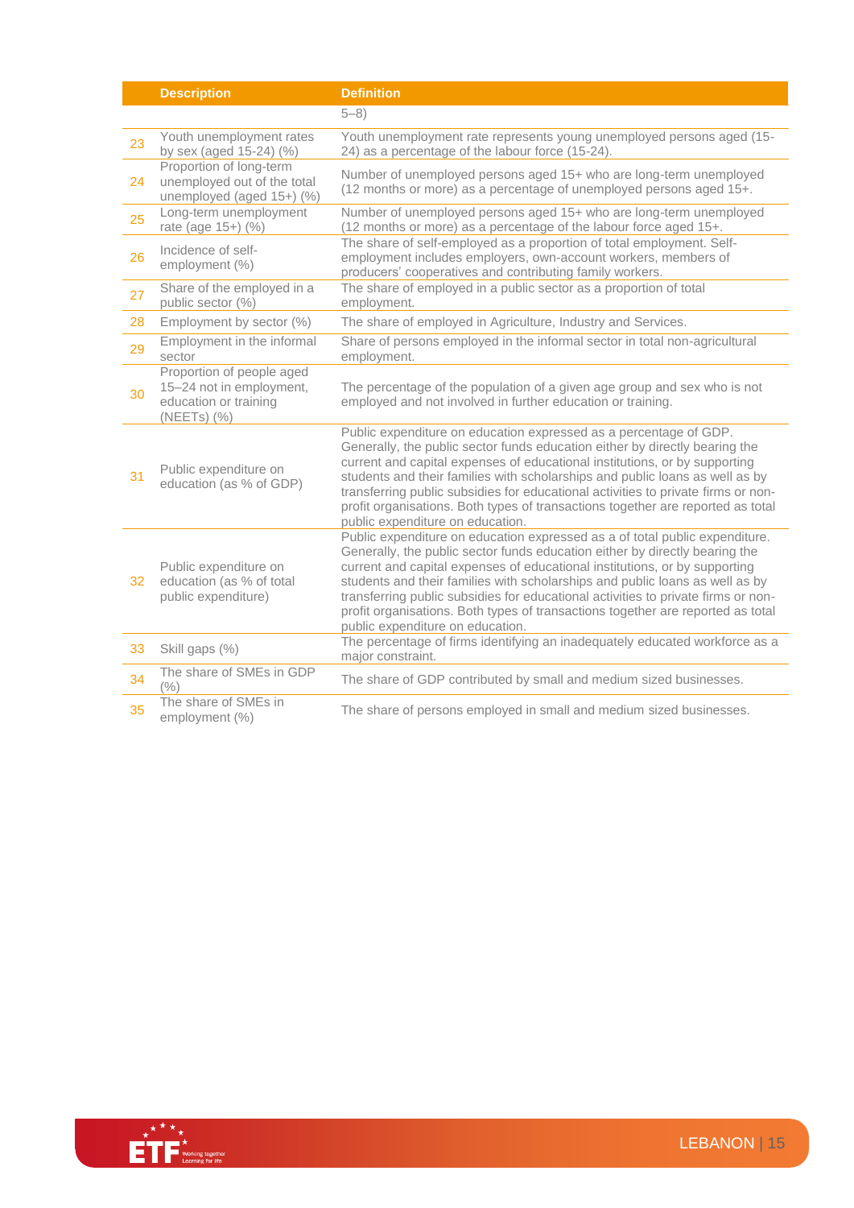| | Description | Definition |
|---|---|---|
| | | 5–8) |
| 23 | Youth unemployment rates by sex (aged 15-24) (%) | Youth unemployment rate represents young unemployed persons aged (15-24) as a percentage of the labour force (15-24). |
| 24 | Proportion of long-term unemployed out of the total unemployed (aged 15+) (%) | Number of unemployed persons aged 15+ who are long-term unemployed (12 months or more) as a percentage of unemployed persons aged 15+. |
| 25 | Long-term unemployment rate (age 15+) (%) | Number of unemployed persons aged 15+ who are long-term unemployed (12 months or more) as a percentage of the labour force aged 15+. |
| 26 | Incidence of self-employment (%) | The share of self-employed as a proportion of total employment. Self-employment includes employers, own-account workers, members of producers' cooperatives and contributing family workers. |
| 27 | Share of the employed in a public sector (%) | The share of employed in a public sector as a proportion of total employment. |
| 28 | Employment by sector (%) | The share of employed in Agriculture, Industry and Services. |
| 29 | Employment in the informal sector | Share of persons employed in the informal sector in total non-agricultural employment. |
| 30 | Proportion of people aged 15–24 not in employment, education or training (NEETs) (%) | The percentage of the population of a given age group and sex who is not employed and not involved in further education or training. |
| 31 | Public expenditure on education (as % of GDP) | Public expenditure on education expressed as a percentage of GDP. Generally, the public sector funds education either by directly bearing the current and capital expenses of educational institutions, or by supporting students and their families with scholarships and public loans as well as by transferring public subsidies for educational activities to private firms or non-profit organisations. Both types of transactions together are reported as total public expenditure on education. |
| 32 | Public expenditure on education (as % of total public expenditure) | Public expenditure on education expressed as a of total public expenditure. Generally, the public sector funds education either by directly bearing the current and capital expenses of educational institutions, or by supporting students and their families with scholarships and public loans as well as by transferring public subsidies for educational activities to private firms or non-profit organisations. Both types of transactions together are reported as total public expenditure on education. |
| 33 | Skill gaps (%) | The percentage of firms identifying an inadequately educated workforce as a major constraint. |
| 34 | The share of SMEs in GDP (%) | The share of GDP contributed by small and medium sized businesses. |
| 35 | The share of SMEs in employment (%) | The share of persons employed in small and medium sized businesses. |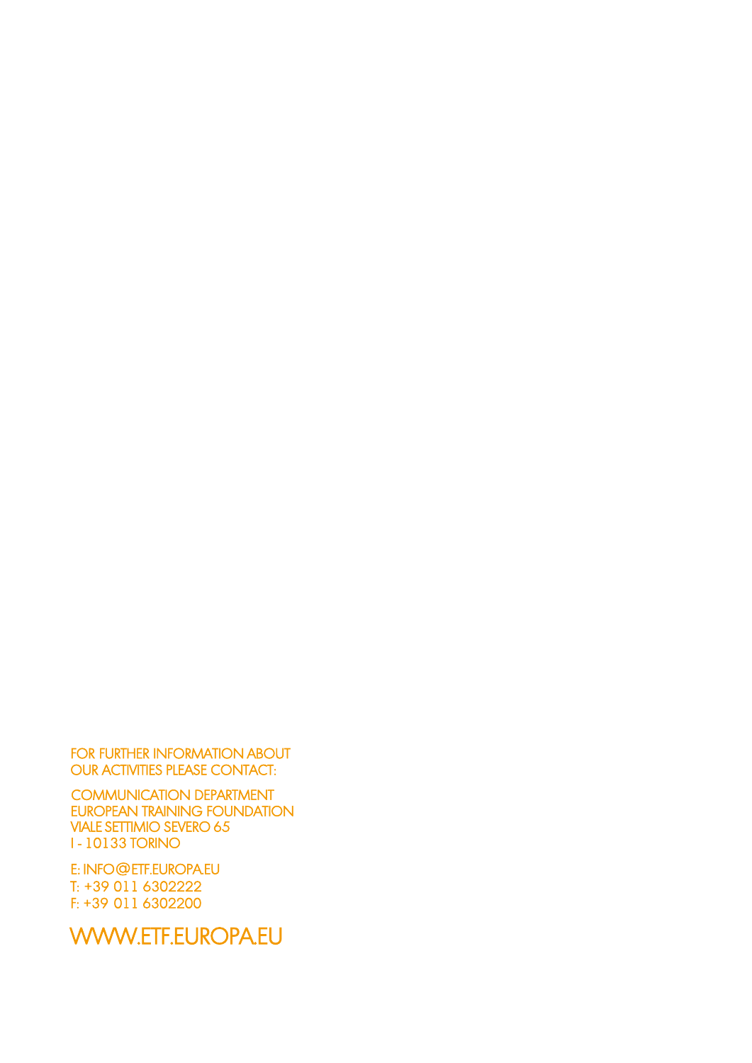FOR FURTHER INFORMATION ABOUT
OUR ACTIVITIES PLEASE CONTACT:

COMMUNICATION DEPARTMENT
EUROPEAN TRAINING FOUNDATION
VIALE SETTIMIO SEVERO 65
I - 10133 TORINO

E: INFO@ETF.EUROPA.EU
T: +39 011 6302222
F: +39 011 6302200

WWW.ETF.EUROPA.EU